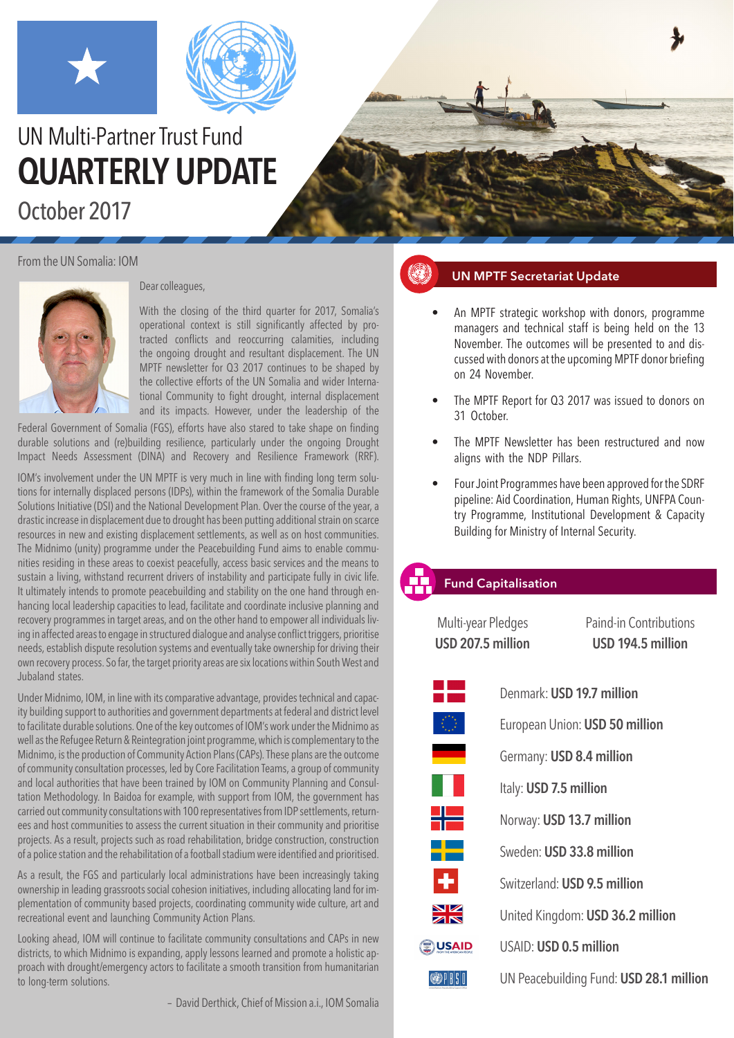# UN Multi-Partner Trust Fund

# QUARTERLY UPDATE

October 2017

From the UN Somalia: IOM

Dear colleagues,

With the closing of the third quarter for 2017, Somalia's operational context is still significantly affected by protracted conflicts and reoccurring calamities, including the ongoing drought and resultant displacement. The UN MPTF newsletter for Q3 2017 continues to be shaped by the collective efforts of the UN Somalia and wider International Community to fight drought, internal displacement and its impacts. However, under the leadership of the Federal Government of Somalia (FGS), efforts have also stared to take shape on finding durable solutions and (re)building resilience, particularly under the ongoing Drought Impact Needs Assessment (DINA) and Recovery and Resilience Framework (RRF).

IOM's involvement under the UN MPTF is very much in line with finding long term solutions for internally displaced persons (IDPs), within the framework of the Somalia Durable Solutions Initiative (DSI) and the National Development Plan. Over the course of the year, a drastic increase in displacement due to drought has been putting additional strain on scarce resources in new and existing displacement settlements, as well as on host communities. The Midnimo (unity) programme under the Peacebuilding Fund aims to enable communities residing in these areas to coexist peacefully, access basic services and the means to sustain a living, withstand recurrent drivers of instability and participate fully in civic life. It ultimately intends to promote peacebuilding and stability on the one hand through enhancing local leadership capacities to lead, facilitate and coordinate inclusive planning and recovery programmes in target areas, and on the other hand to empower all individuals living in affected areas to engage in structured dialogue and analyse conflict triggers, prioritise needs, establish dispute resolution systems and eventually take ownership for driving their own recovery process. So far, the target priority areas are six locations within South West and Jubaland states.

Under Midnimo, IOM, in line with its comparative advantage, provides technical and capacity building support to authorities and government departments at federal and district level to facilitate durable solutions. One of the key outcomes of IOM's work under the Midnimo as well as the Refugee Return & Reintegration joint programme, which is complementary to the Midnimo, is the production of Community Action Plans (CAPs). These plans are the outcome of community consultation processes, led by Core Facilitation Teams, a group of community and local authorities that have been trained by IOM on Community Planning and Consultation Methodology. In Baidoa for example, with support from IOM, the government has carried out community consultations with 100 representatives from IDP settlements, returnees and host communities to assess the current situation in their community and prioritise projects. As a result, projects such as road rehabilitation, bridge construction, construction of a police station and the rehabilitation of a football stadium were identified and prioritised.

As a result, the FGS and particularly local administrations have been increasingly taking ownership in leading grassroots social cohesion initiatives, including allocating land for implementation of community based projects, coordinating community wide culture, art and recreational event and launching Community Action Plans.

Looking ahead, IOM will continue to facilitate community consultations and CAPs in new districts, to which Midnimo is expanding, apply lessons learned and promote a holistic approach with drought/emergency actors to facilitate a smooth transition from humanitarian to long-term solutions.

– David Derthick, Chief of Mission a.i., IOM Somalia

## UN MPTF Secretariat Update

- An MPTF strategic workshop with donors, programme managers and technical staff is being held on the 13 November. The outcomes will be presented to and discussed with donors at the upcoming MPTF donor briefing on 24 November.
- The MPTF Report for Q3 2017 was issued to donors on 31 October.
- The MPTF Newsletter has been restructured and now aligns with the NDP Pillars.
- Four Joint Programmes have been approved for the SDRF pipeline: Aid Coordination, Human Rights, UNFPA Country Programme, Institutional Development & Capacity Building for Ministry of Internal Security.

## Fund Capitalisation

| Multi-year Pledges | Paind-in Contributions |
|---|---|
| **USD 207.5 million** | **USD 194.5 million** |

- Denmark: **USD 19.7 million**
- European Union: **USD 50 million**
- Germany: **USD 8.4 million**
- Italy: **USD 7.5 million**
- Norway: **USD 13.7 million**
- Sweden: **USD 33.8 million**
- Switzerland: **USD 9.5 million**
- United Kingdom: **USD 36.2 million**
- USAID: **USD 0.5 million**
- UN Peacebuilding Fund: **USD 28.1 million**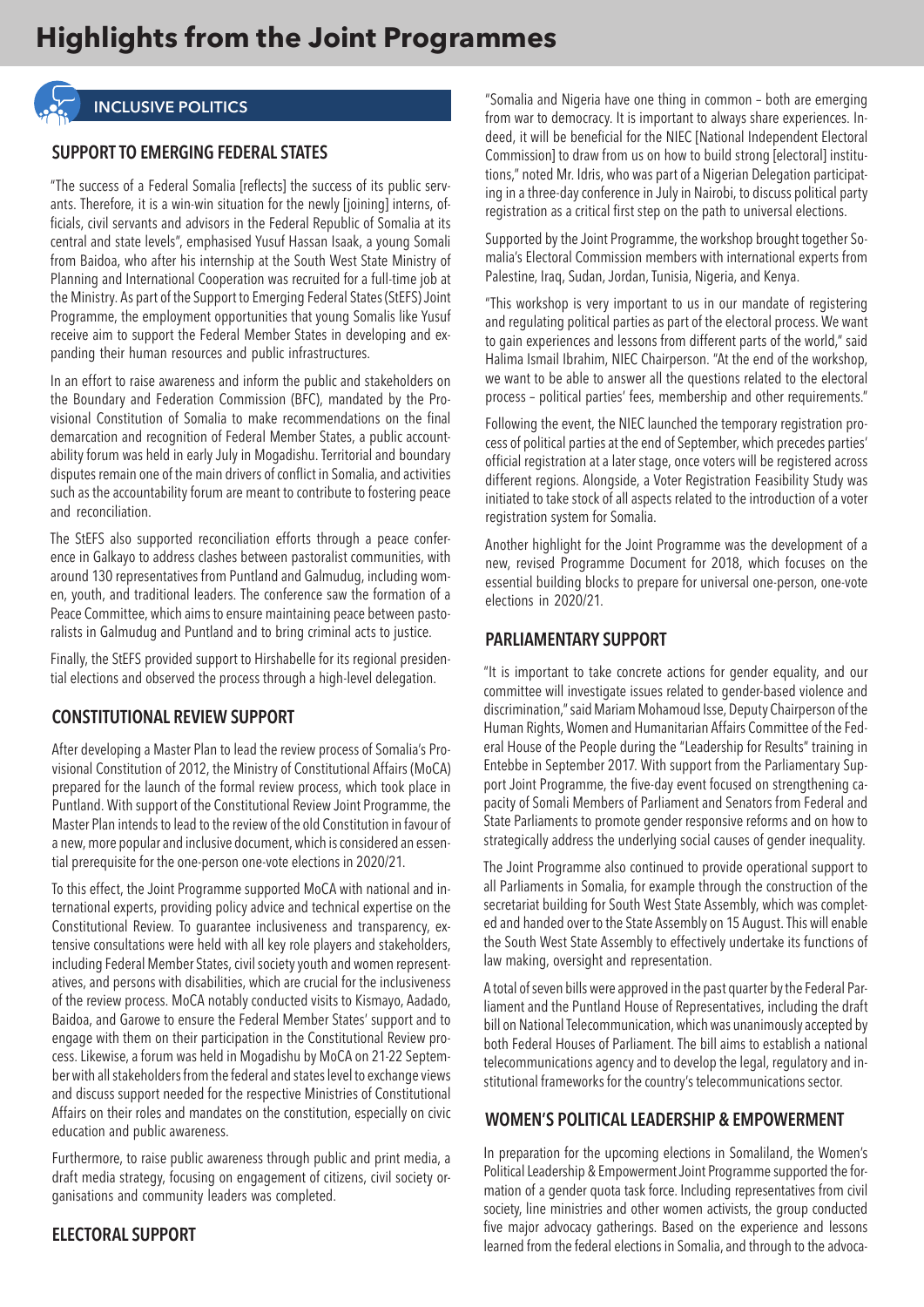# Highlights from the Joint Programmes

## INCLUSIVE POLITICS

### SUPPORT TO EMERGING FEDERAL STATES

"The success of a Federal Somalia [reflects] the success of its public servants. Therefore, it is a win-win situation for the newly [joining] interns, officials, civil servants and advisors in the Federal Republic of Somalia at its central and state levels", emphasised Yusuf Hassan Isaak, a young Somali from Baidoa, who after his internship at the South West State Ministry of Planning and International Cooperation was recruited for a full-time job at the Ministry. As part of the Support to Emerging Federal States (StEFS) Joint Programme, the employment opportunities that young Somalis like Yusuf receive aim to support the Federal Member States in developing and expanding their human resources and public infrastructures.

In an effort to raise awareness and inform the public and stakeholders on the Boundary and Federation Commission (BFC), mandated by the Provisional Constitution of Somalia to make recommendations on the final demarcation and recognition of Federal Member States, a public accountability forum was held in early July in Mogadishu. Territorial and boundary disputes remain one of the main drivers of conflict in Somalia, and activities such as the accountability forum are meant to contribute to fostering peace and reconciliation.

The StEFS also supported reconciliation efforts through a peace conference in Galkayo to address clashes between pastoralist communities, with around 130 representatives from Puntland and Galmudug, including women, youth, and traditional leaders. The conference saw the formation of a Peace Committee, which aims to ensure maintaining peace between pastoralists in Galmudug and Puntland and to bring criminal acts to justice.

Finally, the StEFS provided support to Hirshabelle for its regional presidential elections and observed the process through a high-level delegation.

### CONSTITUTIONAL REVIEW SUPPORT

After developing a Master Plan to lead the review process of Somalia's Provisional Constitution of 2012, the Ministry of Constitutional Affairs (MoCA) prepared for the launch of the formal review process, which took place in Puntland. With support of the Constitutional Review Joint Programme, the Master Plan intends to lead to the review of the old Constitution in favour of a new, more popular and inclusive document, which is considered an essential prerequisite for the one-person one-vote elections in 2020/21.

To this effect, the Joint Programme supported MoCA with national and international experts, providing policy advice and technical expertise on the Constitutional Review. To guarantee inclusiveness and transparency, extensive consultations were held with all key role players and stakeholders, including Federal Member States, civil society youth and women representatives, and persons with disabilities, which are crucial for the inclusiveness of the review process. MoCA notably conducted visits to Kismayo, Aadado, Baidoa, and Garowe to ensure the Federal Member States' support and to engage with them on their participation in the Constitutional Review process. Likewise, a forum was held in Mogadishu by MoCA on 21-22 September with all stakeholders from the federal and states level to exchange views and discuss support needed for the respective Ministries of Constitutional Affairs on their roles and mandates on the constitution, especially on civic education and public awareness.

Furthermore, to raise public awareness through public and print media, a draft media strategy, focusing on engagement of citizens, civil society organisations and community leaders was completed.

### ELECTORAL SUPPORT

"Somalia and Nigeria have one thing in common – both are emerging from war to democracy. It is important to always share experiences. Indeed, it will be beneficial for the NIEC [National Independent Electoral Commission] to draw from us on how to build strong [electoral] institutions," noted Mr. Idris, who was part of a Nigerian Delegation participating in a three-day conference in July in Nairobi, to discuss political party registration as a critical first step on the path to universal elections.

Supported by the Joint Programme, the workshop brought together Somalia's Electoral Commission members with international experts from Palestine, Iraq, Sudan, Jordan, Tunisia, Nigeria, and Kenya.

"This workshop is very important to us in our mandate of registering and regulating political parties as part of the electoral process. We want to gain experiences and lessons from different parts of the world," said Halima Ismail Ibrahim, NIEC Chairperson. "At the end of the workshop, we want to be able to answer all the questions related to the electoral process – political parties' fees, membership and other requirements."

Following the event, the NIEC launched the temporary registration process of political parties at the end of September, which precedes parties' official registration at a later stage, once voters will be registered across different regions. Alongside, a Voter Registration Feasibility Study was initiated to take stock of all aspects related to the introduction of a voter registration system for Somalia.

Another highlight for the Joint Programme was the development of a new, revised Programme Document for 2018, which focuses on the essential building blocks to prepare for universal one-person, one-vote elections in 2020/21.

### PARLIAMENTARY SUPPORT

"It is important to take concrete actions for gender equality, and our committee will investigate issues related to gender-based violence and discrimination," said Mariam Mohamoud Isse, Deputy Chairperson of the Human Rights, Women and Humanitarian Affairs Committee of the Federal House of the People during the "Leadership for Results" training in Entebbe in September 2017. With support from the Parliamentary Support Joint Programme, the five-day event focused on strengthening capacity of Somali Members of Parliament and Senators from Federal and State Parliaments to promote gender responsive reforms and on how to strategically address the underlying social causes of gender inequality.

The Joint Programme also continued to provide operational support to all Parliaments in Somalia, for example through the construction of the secretariat building for South West State Assembly, which was completed and handed over to the State Assembly on 15 August. This will enable the South West State Assembly to effectively undertake its functions of law making, oversight and representation.

A total of seven bills were approved in the past quarter by the Federal Parliament and the Puntland House of Representatives, including the draft bill on National Telecommunication, which was unanimously accepted by both Federal Houses of Parliament. The bill aims to establish a national telecommunications agency and to develop the legal, regulatory and institutional frameworks for the country's telecommunications sector.

### WOMEN'S POLITICAL LEADERSHIP & EMPOWERMENT

In preparation for the upcoming elections in Somaliland, the Women's Political Leadership & Empowerment Joint Programme supported the formation of a gender quota task force. Including representatives from civil society, line ministries and other women activists, the group conducted five major advocacy gatherings. Based on the experience and lessons learned from the federal elections in Somalia, and through to the advoca-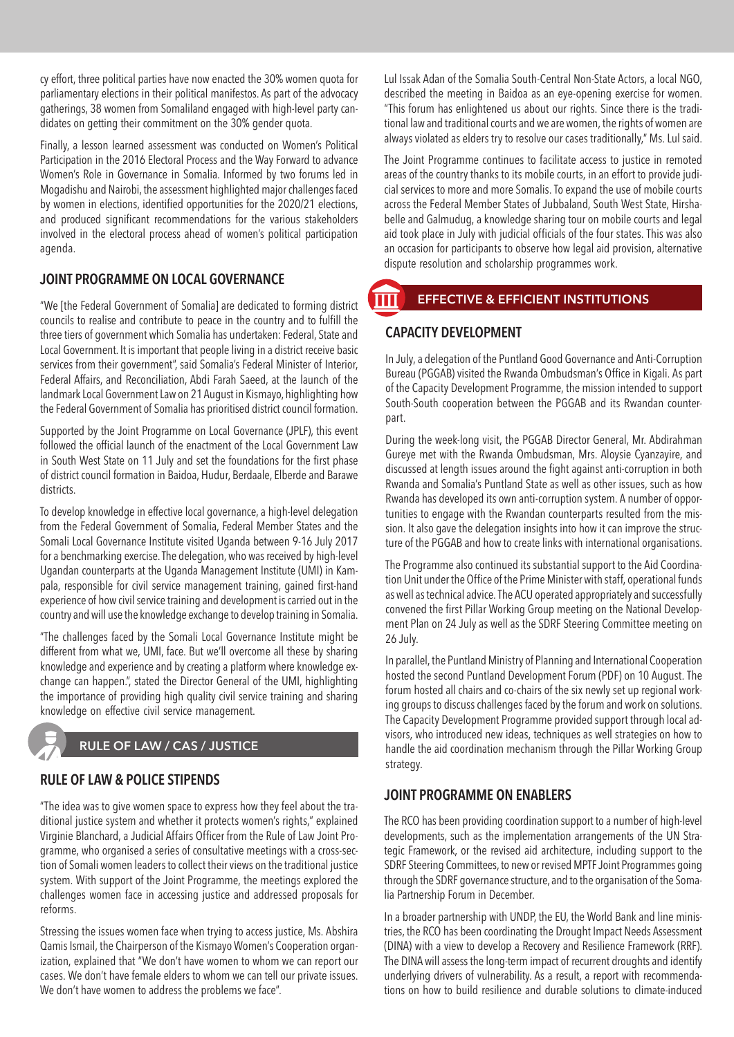cy effort, three political parties have now enacted the 30% women quota for parliamentary elections in their political manifestos. As part of the advocacy gatherings, 38 women from Somaliland engaged with high-level party candidates on getting their commitment on the 30% gender quota.

Finally, a lesson learned assessment was conducted on Women's Political Participation in the 2016 Electoral Process and the Way Forward to advance Women's Role in Governance in Somalia. Informed by two forums led in Mogadishu and Nairobi, the assessment highlighted major challenges faced by women in elections, identified opportunities for the 2020/21 elections, and produced significant recommendations for the various stakeholders involved in the electoral process ahead of women's political participation agenda.

### JOINT PROGRAMME ON LOCAL GOVERNANCE

"We [the Federal Government of Somalia] are dedicated to forming district councils to realise and contribute to peace in the country and to fulfill the three tiers of government which Somalia has undertaken: Federal, State and Local Government. It is important that people living in a district receive basic services from their government", said Somalia's Federal Minister of Interior, Federal Affairs, and Reconciliation, Abdi Farah Saeed, at the launch of the landmark Local Government Law on 21 August in Kismayo, highlighting how the Federal Government of Somalia has prioritised district council formation.

Supported by the Joint Programme on Local Governance (JPLF), this event followed the official launch of the enactment of the Local Government Law in South West State on 11 July and set the foundations for the first phase of district council formation in Baidoa, Hudur, Berdaale, Elberde and Barawe districts.

To develop knowledge in effective local governance, a high-level delegation from the Federal Government of Somalia, Federal Member States and the Somali Local Governance Institute visited Uganda between 9-16 July 2017 for a benchmarking exercise. The delegation, who was received by high-level Ugandan counterparts at the Uganda Management Institute (UMI) in Kampala, responsible for civil service management training, gained first-hand experience of how civil service training and development is carried out in the country and will use the knowledge exchange to develop training in Somalia.

"The challenges faced by the Somali Local Governance Institute might be different from what we, UMI, face. But we'll overcome all these by sharing knowledge and experience and by creating a platform where knowledge exchange can happen.", stated the Director General of the UMI, highlighting the importance of providing high quality civil service training and sharing knowledge on effective civil service management.

## RULE OF LAW / CAS / JUSTICE

### RULE OF LAW & POLICE STIPENDS

"The idea was to give women space to express how they feel about the traditional justice system and whether it protects women's rights," explained Virginie Blanchard, a Judicial Affairs Officer from the Rule of Law Joint Programme, who organised a series of consultative meetings with a cross-section of Somali women leaders to collect their views on the traditional justice system. With support of the Joint Programme, the meetings explored the challenges women face in accessing justice and addressed proposals for reforms.

Stressing the issues women face when trying to access justice, Ms. Abshira Qamis Ismail, the Chairperson of the Kismayo Women's Cooperation organization, explained that "We don't have women to whom we can report our cases. We don't have female elders to whom we can tell our private issues. We don't have women to address the problems we face".

Lul Issak Adan of the Somalia South-Central Non-State Actors, a local NGO, described the meeting in Baidoa as an eye-opening exercise for women. "This forum has enlightened us about our rights. Since there is the traditional law and traditional courts and we are women, the rights of women are always violated as elders try to resolve our cases traditionally," Ms. Lul said.

The Joint Programme continues to facilitate access to justice in remoted areas of the country thanks to its mobile courts, in an effort to provide judicial services to more and more Somalis. To expand the use of mobile courts across the Federal Member States of Jubbaland, South West State, Hirshabelle and Galmudug, a knowledge sharing tour on mobile courts and legal aid took place in July with judicial officials of the four states. This was also an occasion for participants to observe how legal aid provision, alternative dispute resolution and scholarship programmes work.

## EFFECTIVE & EFFICIENT INSTITUTIONS

### CAPACITY DEVELOPMENT

In July, a delegation of the Puntland Good Governance and Anti-Corruption Bureau (PGGAB) visited the Rwanda Ombudsman's Office in Kigali. As part of the Capacity Development Programme, the mission intended to support South-South cooperation between the PGGAB and its Rwandan counterpart.

During the week-long visit, the PGGAB Director General, Mr. Abdirahman Gureye met with the Rwanda Ombudsman, Mrs. Aloysie Cyanzayire, and discussed at length issues around the fight against anti-corruption in both Rwanda and Somalia's Puntland State as well as other issues, such as how Rwanda has developed its own anti-corruption system. A number of opportunities to engage with the Rwandan counterparts resulted from the mission. It also gave the delegation insights into how it can improve the structure of the PGGAB and how to create links with international organisations.

The Programme also continued its substantial support to the Aid Coordination Unit under the Office of the Prime Minister with staff, operational funds as well as technical advice. The ACU operated appropriately and successfully convened the first Pillar Working Group meeting on the National Development Plan on 24 July as well as the SDRF Steering Committee meeting on 26 July.

In parallel, the Puntland Ministry of Planning and International Cooperation hosted the second Puntland Development Forum (PDF) on 10 August. The forum hosted all chairs and co-chairs of the six newly set up regional working groups to discuss challenges faced by the forum and work on solutions. The Capacity Development Programme provided support through local advisors, who introduced new ideas, techniques as well strategies on how to handle the aid coordination mechanism through the Pillar Working Group strategy.

### JOINT PROGRAMME ON ENABLERS

The RCO has been providing coordination support to a number of high-level developments, such as the implementation arrangements of the UN Strategic Framework, or the revised aid architecture, including support to the SDRF Steering Committees, to new or revised MPTF Joint Programmes going through the SDRF governance structure, and to the organisation of the Somalia Partnership Forum in December.

In a broader partnership with UNDP, the EU, the World Bank and line ministries, the RCO has been coordinating the Drought Impact Needs Assessment (DINA) with a view to develop a Recovery and Resilience Framework (RRF). The DINA will assess the long-term impact of recurrent droughts and identify underlying drivers of vulnerability. As a result, a report with recommendations on how to build resilience and durable solutions to climate-induced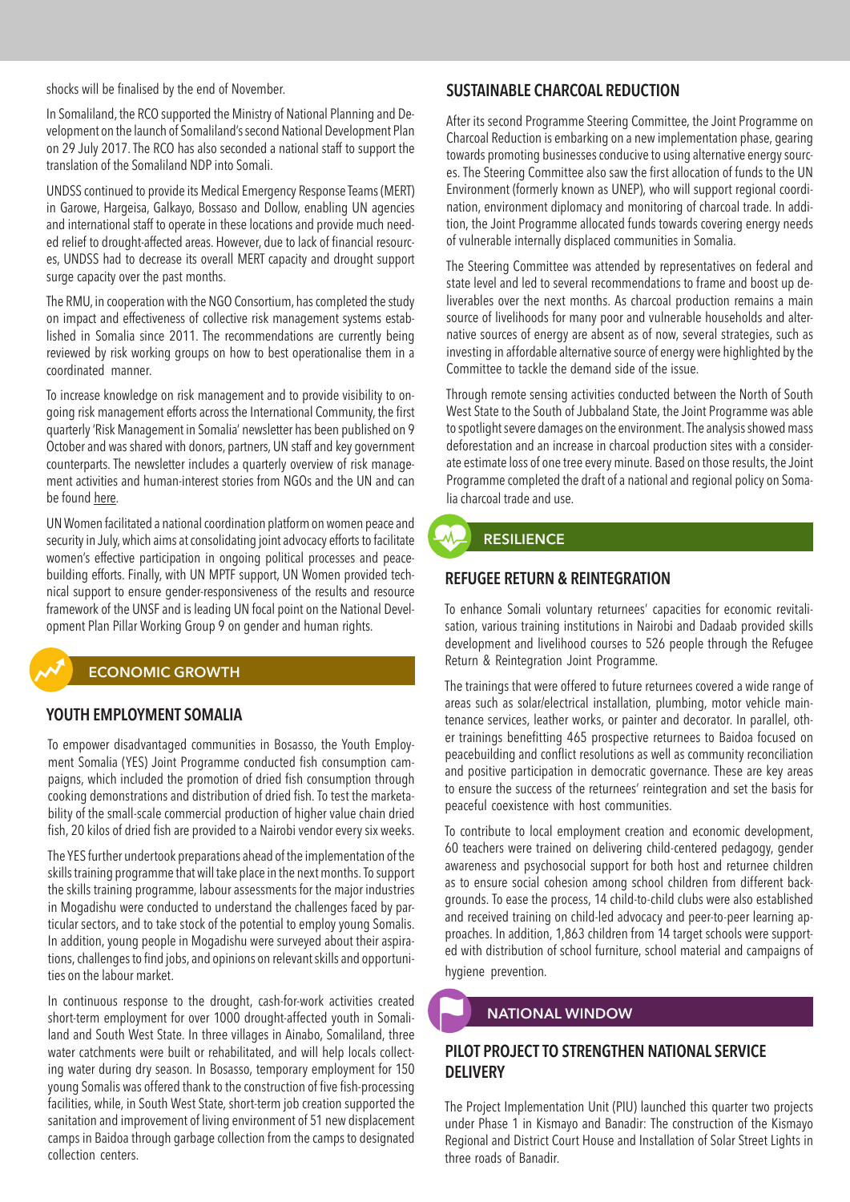shocks will be finalised by the end of November.

In Somaliland, the RCO supported the Ministry of National Planning and Development on the launch of Somaliland's second National Development Plan on 29 July 2017. The RCO has also seconded a national staff to support the translation of the Somaliland NDP into Somali.

UNDSS continued to provide its Medical Emergency Response Teams (MERT) in Garowe, Hargeisa, Galkayo, Bossaso and Dollow, enabling UN agencies and international staff to operate in these locations and provide much needed relief to drought-affected areas. However, due to lack of financial resources, UNDSS had to decrease its overall MERT capacity and drought support surge capacity over the past months.

The RMU, in cooperation with the NGO Consortium, has completed the study on impact and effectiveness of collective risk management systems established in Somalia since 2011. The recommendations are currently being reviewed by risk working groups on how to best operationalise them in a coordinated manner.

To increase knowledge on risk management and to provide visibility to ongoing risk management efforts across the International Community, the first quarterly 'Risk Management in Somalia' newsletter has been published on 9 October and was shared with donors, partners, UN staff and key government counterparts. The newsletter includes a quarterly overview of risk management activities and human-interest stories from NGOs and the UN and can be found here.

UN Women facilitated a national coordination platform on women peace and security in July, which aims at consolidating joint advocacy efforts to facilitate women's effective participation in ongoing political processes and peacebuilding efforts. Finally, with UN MPTF support, UN Women provided technical support to ensure gender-responsiveness of the results and resource framework of the UNSF and is leading UN focal point on the National Development Plan Pillar Working Group 9 on gender and human rights.

## ECONOMIC GROWTH

### YOUTH EMPLOYMENT SOMALIA

To empower disadvantaged communities in Bosasso, the Youth Employment Somalia (YES) Joint Programme conducted fish consumption campaigns, which included the promotion of dried fish consumption through cooking demonstrations and distribution of dried fish. To test the marketability of the small-scale commercial production of higher value chain dried fish, 20 kilos of dried fish are provided to a Nairobi vendor every six weeks.

The YES further undertook preparations ahead of the implementation of the skills training programme that will take place in the next months. To support the skills training programme, labour assessments for the major industries in Mogadishu were conducted to understand the challenges faced by particular sectors, and to take stock of the potential to employ young Somalis. In addition, young people in Mogadishu were surveyed about their aspirations, challenges to find jobs, and opinions on relevant skills and opportunities on the labour market.

In continuous response to the drought, cash-for-work activities created short-term employment for over 1000 drought-affected youth in Somaliland and South West State. In three villages in Ainabo, Somaliland, three water catchments were built or rehabilitated, and will help locals collecting water during dry season. In Bosasso, temporary employment for 150 young Somalis was offered thank to the construction of five fish-processing facilities, while, in South West State, short-term job creation supported the sanitation and improvement of living environment of 51 new displacement camps in Baidoa through garbage collection from the camps to designated collection centers.

### SUSTAINABLE CHARCOAL REDUCTION

After its second Programme Steering Committee, the Joint Programme on Charcoal Reduction is embarking on a new implementation phase, gearing towards promoting businesses conducive to using alternative energy sources. The Steering Committee also saw the first allocation of funds to the UN Environment (formerly known as UNEP), who will support regional coordination, environment diplomacy and monitoring of charcoal trade. In addition, the Joint Programme allocated funds towards covering energy needs of vulnerable internally displaced communities in Somalia.

The Steering Committee was attended by representatives on federal and state level and led to several recommendations to frame and boost up deliverables over the next months. As charcoal production remains a main source of livelihoods for many poor and vulnerable households and alternative sources of energy are absent as of now, several strategies, such as investing in affordable alternative source of energy were highlighted by the Committee to tackle the demand side of the issue.

Through remote sensing activities conducted between the North of South West State to the South of Jubbaland State, the Joint Programme was able to spotlight severe damages on the environment. The analysis showed mass deforestation and an increase in charcoal production sites with a considerate estimate loss of one tree every minute. Based on those results, the Joint Programme completed the draft of a national and regional policy on Somalia charcoal trade and use.

## RESILIENCE

### REFUGEE RETURN & REINTEGRATION

To enhance Somali voluntary returnees' capacities for economic revitalisation, various training institutions in Nairobi and Dadaab provided skills development and livelihood courses to 526 people through the Refugee Return & Reintegration Joint Programme.

The trainings that were offered to future returnees covered a wide range of areas such as solar/electrical installation, plumbing, motor vehicle maintenance services, leather works, or painter and decorator. In parallel, other trainings benefitting 465 prospective returnees to Baidoa focused on peacebuilding and conflict resolutions as well as community reconciliation and positive participation in democratic governance. These are key areas to ensure the success of the returnees' reintegration and set the basis for peaceful coexistence with host communities.

To contribute to local employment creation and economic development, 60 teachers were trained on delivering child-centered pedagogy, gender awareness and psychosocial support for both host and returnee children as to ensure social cohesion among school children from different backgrounds. To ease the process, 14 child-to-child clubs were also established and received training on child-led advocacy and peer-to-peer learning approaches. In addition, 1,863 children from 14 target schools were supported with distribution of school furniture, school material and campaigns of hygiene prevention.

## NATIONAL WINDOW

### PILOT PROJECT TO STRENGTHEN NATIONAL SERVICE DELIVERY

The Project Implementation Unit (PIU) launched this quarter two projects under Phase 1 in Kismayo and Banadir: The construction of the Kismayo Regional and District Court House and Installation of Solar Street Lights in three roads of Banadir.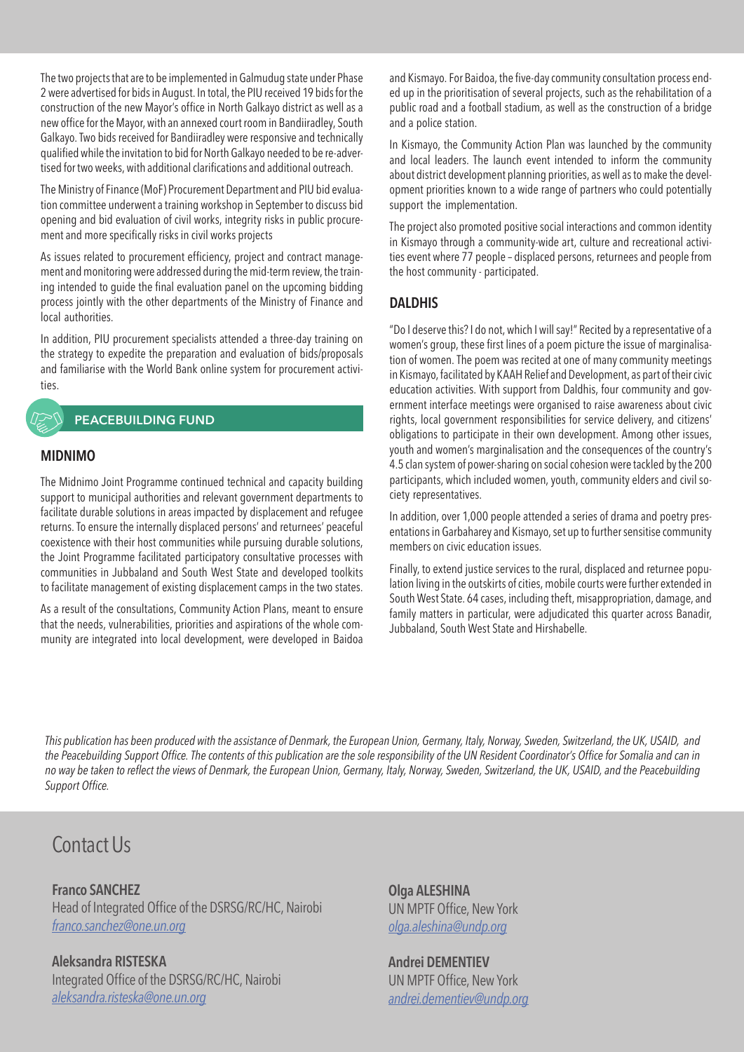The two projects that are to be implemented in Galmudug state under Phase 2 were advertised for bids in August. In total, the PIU received 19 bids for the construction of the new Mayor's office in North Galkayo district as well as a new office for the Mayor, with an annexed court room in Bandiiradley, South Galkayo. Two bids received for Bandiiradley were responsive and technically qualified while the invitation to bid for North Galkayo needed to be re-advertised for two weeks, with additional clarifications and additional outreach.

The Ministry of Finance (MoF) Procurement Department and PIU bid evaluation committee underwent a training workshop in September to discuss bid opening and bid evaluation of civil works, integrity risks in public procurement and more specifically risks in civil works projects

As issues related to procurement efficiency, project and contract management and monitoring were addressed during the mid-term review, the training intended to guide the final evaluation panel on the upcoming bidding process jointly with the other departments of the Ministry of Finance and local authorities.

In addition, PIU procurement specialists attended a three-day training on the strategy to expedite the preparation and evaluation of bids/proposals and familiarise with the World Bank online system for procurement activities.

## PEACEBUILDING FUND

### MIDNIMO

The Midnimo Joint Programme continued technical and capacity building support to municipal authorities and relevant government departments to facilitate durable solutions in areas impacted by displacement and refugee returns. To ensure the internally displaced persons' and returnees' peaceful coexistence with their host communities while pursuing durable solutions, the Joint Programme facilitated participatory consultative processes with communities in Jubbaland and South West State and developed toolkits to facilitate management of existing displacement camps in the two states.

As a result of the consultations, Community Action Plans, meant to ensure that the needs, vulnerabilities, priorities and aspirations of the whole community are integrated into local development, were developed in Baidoa and Kismayo. For Baidoa, the five-day community consultation process ended up in the prioritisation of several projects, such as the rehabilitation of a public road and a football stadium, as well as the construction of a bridge and a police station.

In Kismayo, the Community Action Plan was launched by the community and local leaders. The launch event intended to inform the community about district development planning priorities, as well as to make the development priorities known to a wide range of partners who could potentially support the implementation.

The project also promoted positive social interactions and common identity in Kismayo through a community-wide art, culture and recreational activities event where 77 people – displaced persons, returnees and people from the host community - participated.

### DALDHIS

"Do I deserve this? I do not, which I will say!" Recited by a representative of a women's group, these first lines of a poem picture the issue of marginalisation of women. The poem was recited at one of many community meetings in Kismayo, facilitated by KAAH Relief and Development, as part of their civic education activities. With support from Daldhis, four community and government interface meetings were organised to raise awareness about civic rights, local government responsibilities for service delivery, and citizens' obligations to participate in their own development. Among other issues, youth and women's marginalisation and the consequences of the country's 4.5 clan system of power-sharing on social cohesion were tackled by the 200 participants, which included women, youth, community elders and civil society representatives.

In addition, over 1,000 people attended a series of drama and poetry presentations in Garbaharey and Kismayo, set up to further sensitise community members on civic education issues.

Finally, to extend justice services to the rural, displaced and returnee population living in the outskirts of cities, mobile courts were further extended in South West State. 64 cases, including theft, misappropriation, damage, and family matters in particular, were adjudicated this quarter across Banadir, Jubbaland, South West State and Hirshabelle.

*This publication has been produced with the assistance of Denmark, the European Union, Germany, Italy, Norway, Sweden, Switzerland, the UK, USAID, and the Peacebuilding Support Office. The contents of this publication are the sole responsibility of the UN Resident Coordinator's Office for Somalia and can in no way be taken to reflect the views of Denmark, the European Union, Germany, Italy, Norway, Sweden, Switzerland, the UK, USAID, and the Peacebuilding Support Office.*

# Contact Us

**Franco SANCHEZ**
Head of Integrated Office of the DSRSG/RC/HC, Nairobi
franco.sanchez@one.un.org

**Aleksandra RISTESKA**
Integrated Office of the DSRSG/RC/HC, Nairobi
aleksandra.risteska@one.un.org

**Olga ALESHINA**
UN MPTF Office, New York
olga.aleshina@undp.org

**Andrei DEMENTIEV**
UN MPTF Office, New York
andrei.dementiev@undp.org